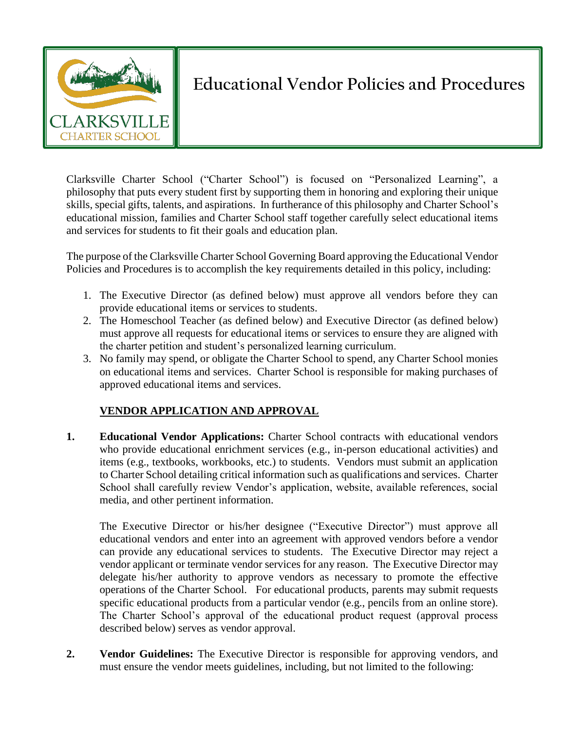# Educational Vendor Policies and Procedures

Clarksville Charter School ("Charter School") is focused on "Personalized Learning", a philosophy that puts every student first by supporting them in honoring and exploring their unique skills, special gifts, talents, and aspirations. In furtherance of this philosophy and Charter School's educational mission, families and Charter School staff together carefully select educational items and services for students to fit their goals and education plan.

The purpose of the Clarksville Charter School Governing Board approving the Educational Vendor Policies and Procedures is to accomplish the key requirements detailed in this policy, including:

1. The Executive Director (as defined below) must approve all vendors before they can provide educational items or services to students.
2. The Homeschool Teacher (as defined below) and Executive Director (as defined below) must approve all requests for educational items or services to ensure they are aligned with the charter petition and student's personalized learning curriculum.
3. No family may spend, or obligate the Charter School to spend, any Charter School monies on educational items and services. Charter School is responsible for making purchases of approved educational items and services.

## VENDOR APPLICATION AND APPROVAL

**1. Educational Vendor Applications:** Charter School contracts with educational vendors who provide educational enrichment services (e.g., in-person educational activities) and items (e.g., textbooks, workbooks, etc.) to students. Vendors must submit an application to Charter School detailing critical information such as qualifications and services. Charter School shall carefully review Vendor's application, website, available references, social media, and other pertinent information.

The Executive Director or his/her designee ("Executive Director") must approve all educational vendors and enter into an agreement with approved vendors before a vendor can provide any educational services to students. The Executive Director may reject a vendor applicant or terminate vendor services for any reason. The Executive Director may delegate his/her authority to approve vendors as necessary to promote the effective operations of the Charter School. For educational products, parents may submit requests specific educational products from a particular vendor (e.g., pencils from an online store). The Charter School's approval of the educational product request (approval process described below) serves as vendor approval.

**2. Vendor Guidelines:** The Executive Director is responsible for approving vendors, and must ensure the vendor meets guidelines, including, but not limited to the following: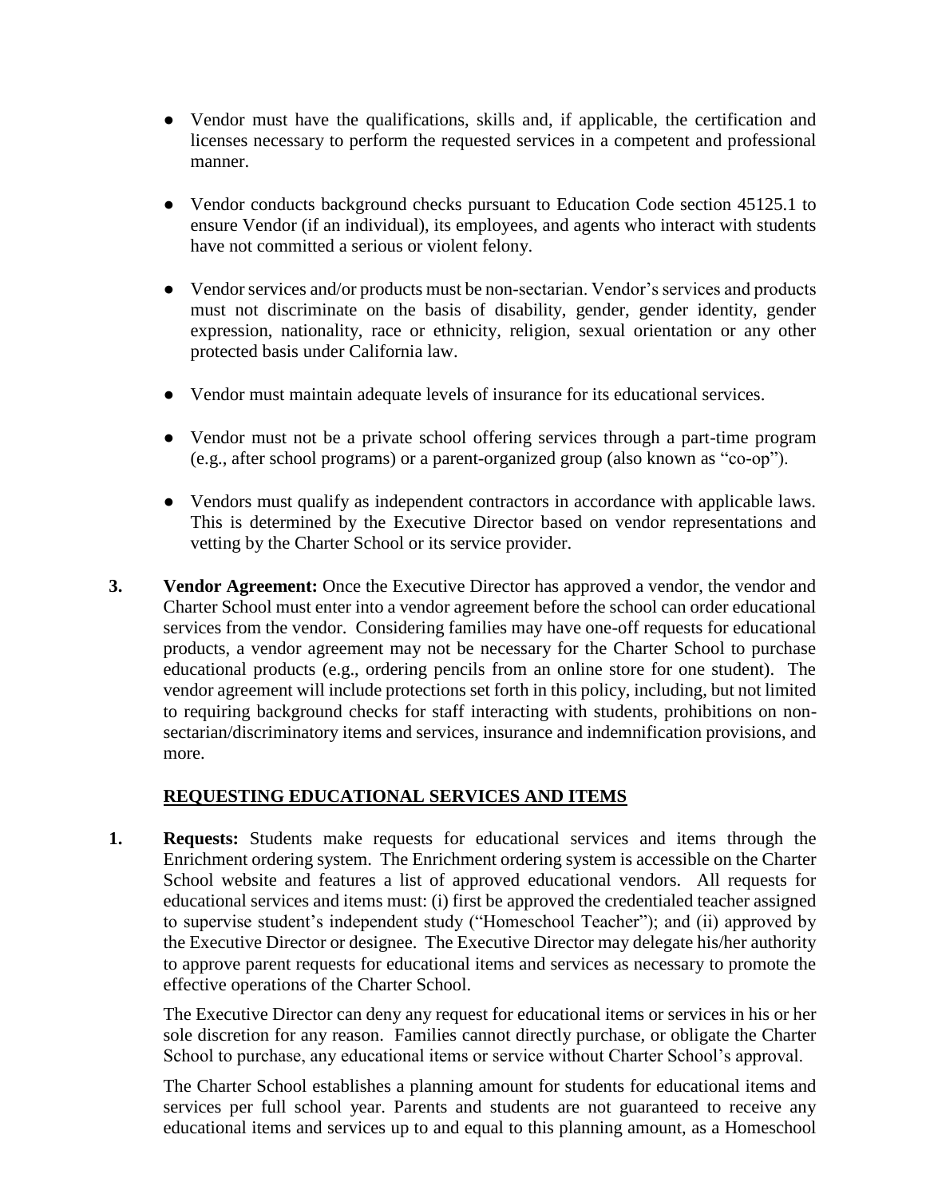- Vendor must have the qualifications, skills and, if applicable, the certification and licenses necessary to perform the requested services in a competent and professional manner.

- Vendor conducts background checks pursuant to Education Code section 45125.1 to ensure Vendor (if an individual), its employees, and agents who interact with students have not committed a serious or violent felony.

- Vendor services and/or products must be non-sectarian. Vendor's services and products must not discriminate on the basis of disability, gender, gender identity, gender expression, nationality, race or ethnicity, religion, sexual orientation or any other protected basis under California law.

- Vendor must maintain adequate levels of insurance for its educational services.

- Vendor must not be a private school offering services through a part-time program (e.g., after school programs) or a parent-organized group (also known as "co-op").

- Vendors must qualify as independent contractors in accordance with applicable laws. This is determined by the Executive Director based on vendor representations and vetting by the Charter School or its service provider.

3. **Vendor Agreement:** Once the Executive Director has approved a vendor, the vendor and Charter School must enter into a vendor agreement before the school can order educational services from the vendor. Considering families may have one-off requests for educational products, a vendor agreement may not be necessary for the Charter School to purchase educational products (e.g., ordering pencils from an online store for one student). The vendor agreement will include protections set forth in this policy, including, but not limited to requiring background checks for staff interacting with students, prohibitions on non-sectarian/discriminatory items and services, insurance and indemnification provisions, and more.

## REQUESTING EDUCATIONAL SERVICES AND ITEMS

1. **Requests:** Students make requests for educational services and items through the Enrichment ordering system. The Enrichment ordering system is accessible on the Charter School website and features a list of approved educational vendors. All requests for educational services and items must: (i) first be approved the credentialed teacher assigned to supervise student's independent study ("Homeschool Teacher"); and (ii) approved by the Executive Director or designee. The Executive Director may delegate his/her authority to approve parent requests for educational items and services as necessary to promote the effective operations of the Charter School.

   The Executive Director can deny any request for educational items or services in his or her sole discretion for any reason. Families cannot directly purchase, or obligate the Charter School to purchase, any educational items or service without Charter School's approval.

   The Charter School establishes a planning amount for students for educational items and services per full school year. Parents and students are not guaranteed to receive any educational items and services up to and equal to this planning amount, as a Homeschool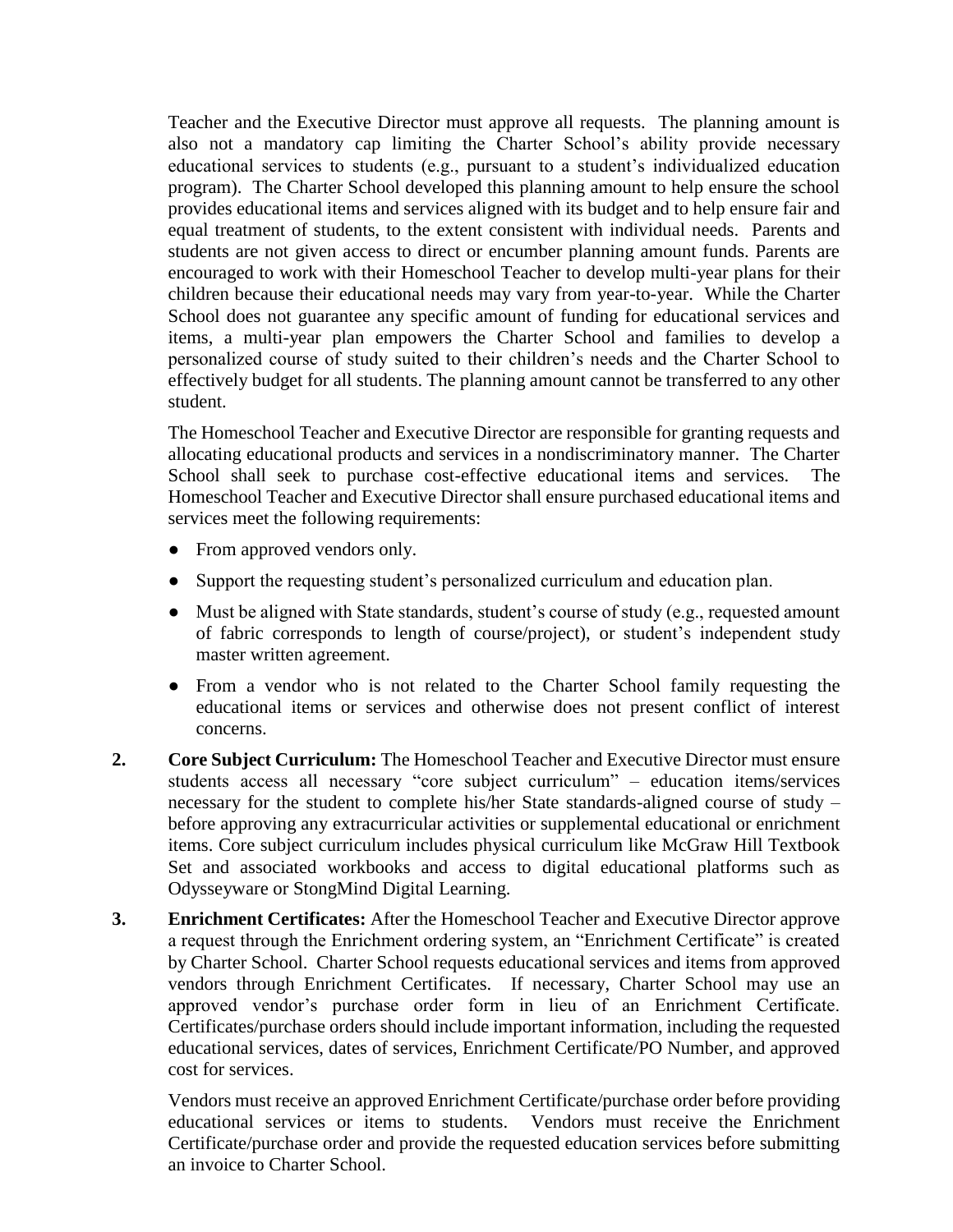Teacher and the Executive Director must approve all requests. The planning amount is also not a mandatory cap limiting the Charter School's ability provide necessary educational services to students (e.g., pursuant to a student's individualized education program). The Charter School developed this planning amount to help ensure the school provides educational items and services aligned with its budget and to help ensure fair and equal treatment of students, to the extent consistent with individual needs. Parents and students are not given access to direct or encumber planning amount funds. Parents are encouraged to work with their Homeschool Teacher to develop multi-year plans for their children because their educational needs may vary from year-to-year. While the Charter School does not guarantee any specific amount of funding for educational services and items, a multi-year plan empowers the Charter School and families to develop a personalized course of study suited to their children's needs and the Charter School to effectively budget for all students. The planning amount cannot be transferred to any other student.

The Homeschool Teacher and Executive Director are responsible for granting requests and allocating educational products and services in a nondiscriminatory manner. The Charter School shall seek to purchase cost-effective educational items and services. The Homeschool Teacher and Executive Director shall ensure purchased educational items and services meet the following requirements:

- From approved vendors only.
- Support the requesting student's personalized curriculum and education plan.
- Must be aligned with State standards, student's course of study (e.g., requested amount of fabric corresponds to length of course/project), or student's independent study master written agreement.
- From a vendor who is not related to the Charter School family requesting the educational items or services and otherwise does not present conflict of interest concerns.

**2. Core Subject Curriculum:** The Homeschool Teacher and Executive Director must ensure students access all necessary "core subject curriculum" – education items/services necessary for the student to complete his/her State standards-aligned course of study – before approving any extracurricular activities or supplemental educational or enrichment items. Core subject curriculum includes physical curriculum like McGraw Hill Textbook Set and associated workbooks and access to digital educational platforms such as Odysseyware or StongMind Digital Learning.

**3. Enrichment Certificates:** After the Homeschool Teacher and Executive Director approve a request through the Enrichment ordering system, an "Enrichment Certificate" is created by Charter School. Charter School requests educational services and items from approved vendors through Enrichment Certificates. If necessary, Charter School may use an approved vendor's purchase order form in lieu of an Enrichment Certificate. Certificates/purchase orders should include important information, including the requested educational services, dates of services, Enrichment Certificate/PO Number, and approved cost for services.

Vendors must receive an approved Enrichment Certificate/purchase order before providing educational services or items to students. Vendors must receive the Enrichment Certificate/purchase order and provide the requested education services before submitting an invoice to Charter School.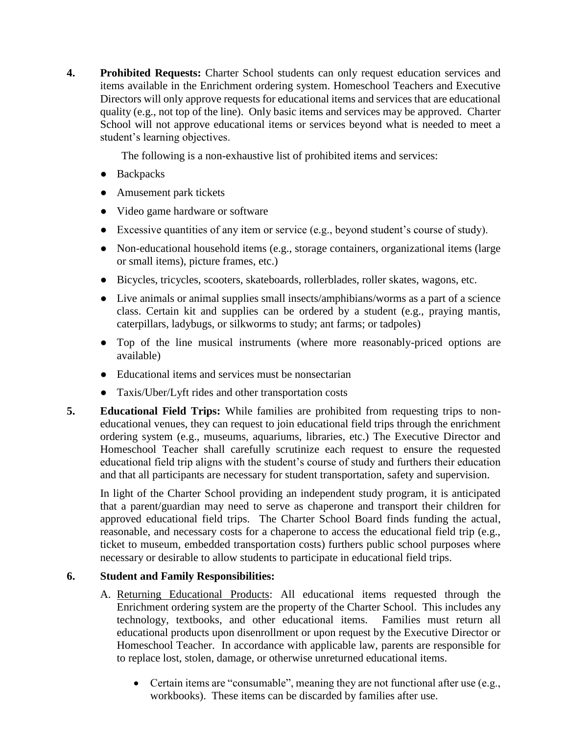4. **Prohibited Requests:** Charter School students can only request education services and items available in the Enrichment ordering system. Homeschool Teachers and Executive Directors will only approve requests for educational items and services that are educational quality (e.g., not top of the line). Only basic items and services may be approved. Charter School will not approve educational items or services beyond what is needed to meet a student's learning objectives.

   The following is a non-exhaustive list of prohibited items and services:

   - Backpacks
   - Amusement park tickets
   - Video game hardware or software
   - Excessive quantities of any item or service (e.g., beyond student's course of study).
   - Non-educational household items (e.g., storage containers, organizational items (large or small items), picture frames, etc.)
   - Bicycles, tricycles, scooters, skateboards, rollerblades, roller skates, wagons, etc.
   - Live animals or animal supplies small insects/amphibians/worms as a part of a science class. Certain kit and supplies can be ordered by a student (e.g., praying mantis, caterpillars, ladybugs, or silkworms to study; ant farms; or tadpoles)
   - Top of the line musical instruments (where more reasonably-priced options are available)
   - Educational items and services must be nonsectarian
   - Taxis/Uber/Lyft rides and other transportation costs

5. **Educational Field Trips:** While families are prohibited from requesting trips to non-educational venues, they can request to join educational field trips through the enrichment ordering system (e.g., museums, aquariums, libraries, etc.) The Executive Director and Homeschool Teacher shall carefully scrutinize each request to ensure the requested educational field trip aligns with the student's course of study and furthers their education and that all participants are necessary for student transportation, safety and supervision.

   In light of the Charter School providing an independent study program, it is anticipated that a parent/guardian may need to serve as chaperone and transport their children for approved educational field trips. The Charter School Board finds funding the actual, reasonable, and necessary costs for a chaperone to access the educational field trip (e.g., ticket to museum, embedded transportation costs) furthers public school purposes where necessary or desirable to allow students to participate in educational field trips.

6. **Student and Family Responsibilities:**

   A. Returning Educational Products: All educational items requested through the Enrichment ordering system are the property of the Charter School. This includes any technology, textbooks, and other educational items. Families must return all educational products upon disenrollment or upon request by the Executive Director or Homeschool Teacher. In accordance with applicable law, parents are responsible for to replace lost, stolen, damage, or otherwise unreturned educational items.

   - Certain items are "consumable", meaning they are not functional after use (e.g., workbooks). These items can be discarded by families after use.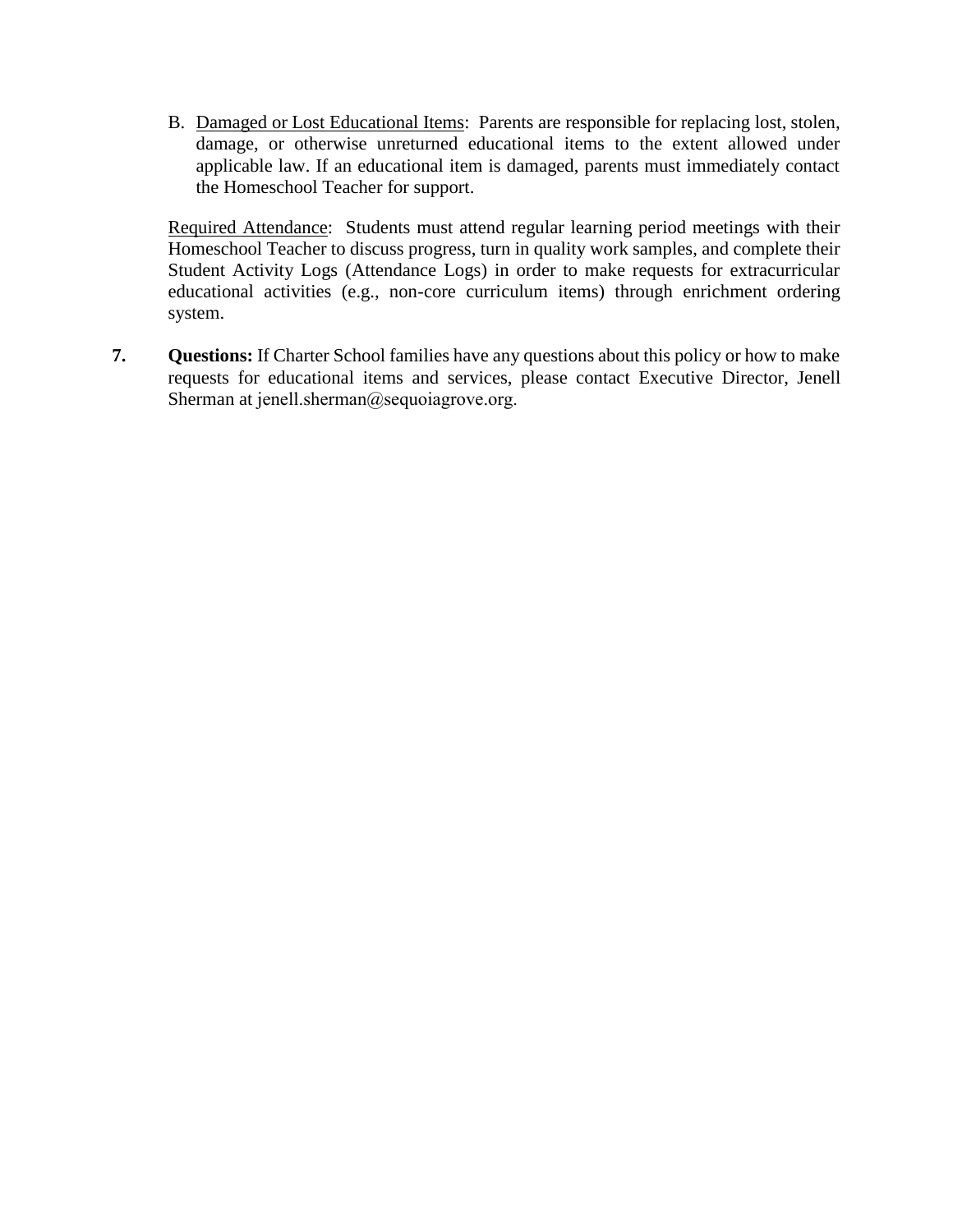B. Damaged or Lost Educational Items: Parents are responsible for replacing lost, stolen, damage, or otherwise unreturned educational items to the extent allowed under applicable law. If an educational item is damaged, parents must immediately contact the Homeschool Teacher for support.

Required Attendance: Students must attend regular learning period meetings with their Homeschool Teacher to discuss progress, turn in quality work samples, and complete their Student Activity Logs (Attendance Logs) in order to make requests for extracurricular educational activities (e.g., non-core curriculum items) through enrichment ordering system.

7. **Questions:** If Charter School families have any questions about this policy or how to make requests for educational items and services, please contact Executive Director, Jenell Sherman at jenell.sherman@sequoiagrove.org.